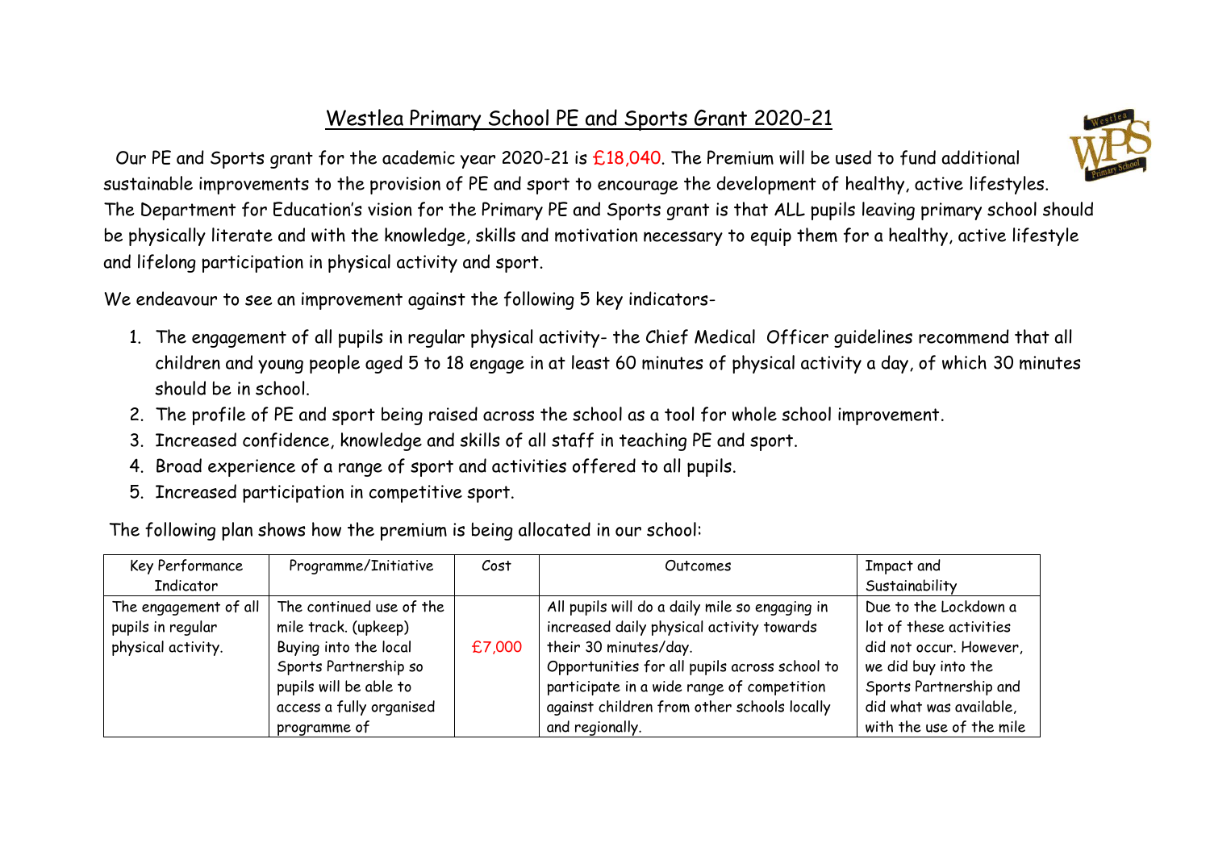# Westlea Primary School PE and Sports Grant 2020-21

Our PE and Sports grant for the academic year 2020-21 is £18,040. The Premium will be used to fund additional sustainable improvements to the provision of PE and sport to encourage the development of healthy, active lifestyles. The Department for Education's vision for the Primary PE and Sports grant is that ALL pupils leaving primary school should be physically literate and with the knowledge, skills and motivation necessary to equip them for a healthy, active lifestyle and lifelong participation in physical activity and sport.

We endeavour to see an improvement against the following 5 key indicators-

1. The engagement of all pupils in regular physical activity- the Chief Medical Officer guidelines recommend that all children and young people aged 5 to 18 engage in at least 60 minutes of physical activity a day, of which 30 minutes should be in school.
2. The profile of PE and sport being raised across the school as a tool for whole school improvement.
3. Increased confidence, knowledge and skills of all staff in teaching PE and sport.
4. Broad experience of a range of sport and activities offered to all pupils.
5. Increased participation in competitive sport.

The following plan shows how the premium is being allocated in our school:

| Key Performance Indicator | Programme/Initiative | Cost | Outcomes | Impact and Sustainability |
|---|---|---|---|---|
| The engagement of all pupils in regular physical activity. | The continued use of the mile track. (upkeep) Buying into the local Sports Partnership so pupils will be able to access a fully organised programme of | £7,000 | All pupils will do a daily mile so engaging in increased daily physical activity towards their 30 minutes/day. Opportunities for all pupils across school to participate in a wide range of competition against children from other schools locally and regionally. | Due to the Lockdown a lot of these activities did not occur. However, we did buy into the Sports Partnership and did what was available, with the use of the mile |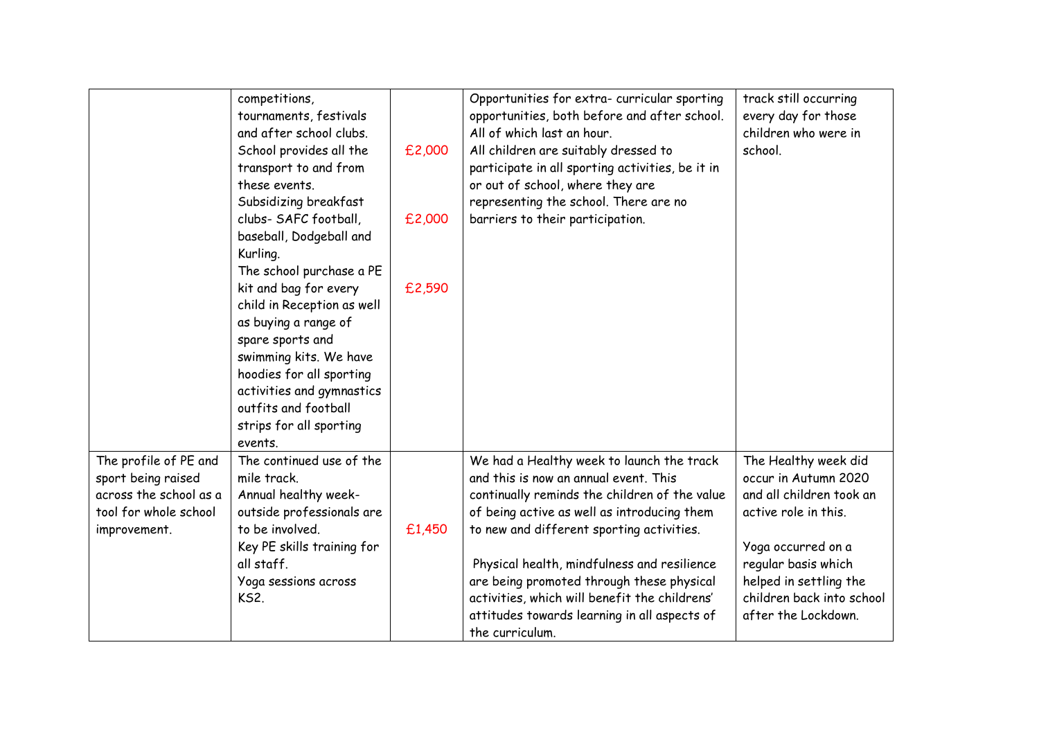| | | | | |
|---|---|---|---|---|
| | competitions, tournaments, festivals and after school clubs.<br>School provides all the transport to and from these events.<br>Subsidizing breakfast clubs- SAFC football, baseball, Dodgeball and Kurling.<br>The school purchase a PE kit and bag for every child in Reception as well as buying a range of spare sports and swimming kits. We have hoodies for all sporting activities and gymnastics outfits and football strips for all sporting events. | £2,000<br><br>£2,000<br><br>£2,590 | Opportunities for extra- curricular sporting opportunities, both before and after school. All of which last an hour.<br>All children are suitably dressed to participate in all sporting activities, be it in or out of school, where they are representing the school. There are no barriers to their participation. | track still occurring every day for those children who were in school. |
| The profile of PE and sport being raised across the school as a tool for whole school improvement. | The continued use of the mile track.<br>Annual healthy week- outside professionals are to be involved.<br>Key PE skills training for all staff.<br>Yoga sessions across KS2. | £1,450 | We had a Healthy week to launch the track and this is now an annual event. This continually reminds the children of the value of being active as well as introducing them to new and different sporting activities.<br><br>Physical health, mindfulness and resilience are being promoted through these physical activities, which will benefit the childrens' attitudes towards learning in all aspects of the curriculum. | The Healthy week did occur in Autumn 2020 and all children took an active role in this.<br><br>Yoga occurred on a regular basis which helped in settling the children back into school after the Lockdown. |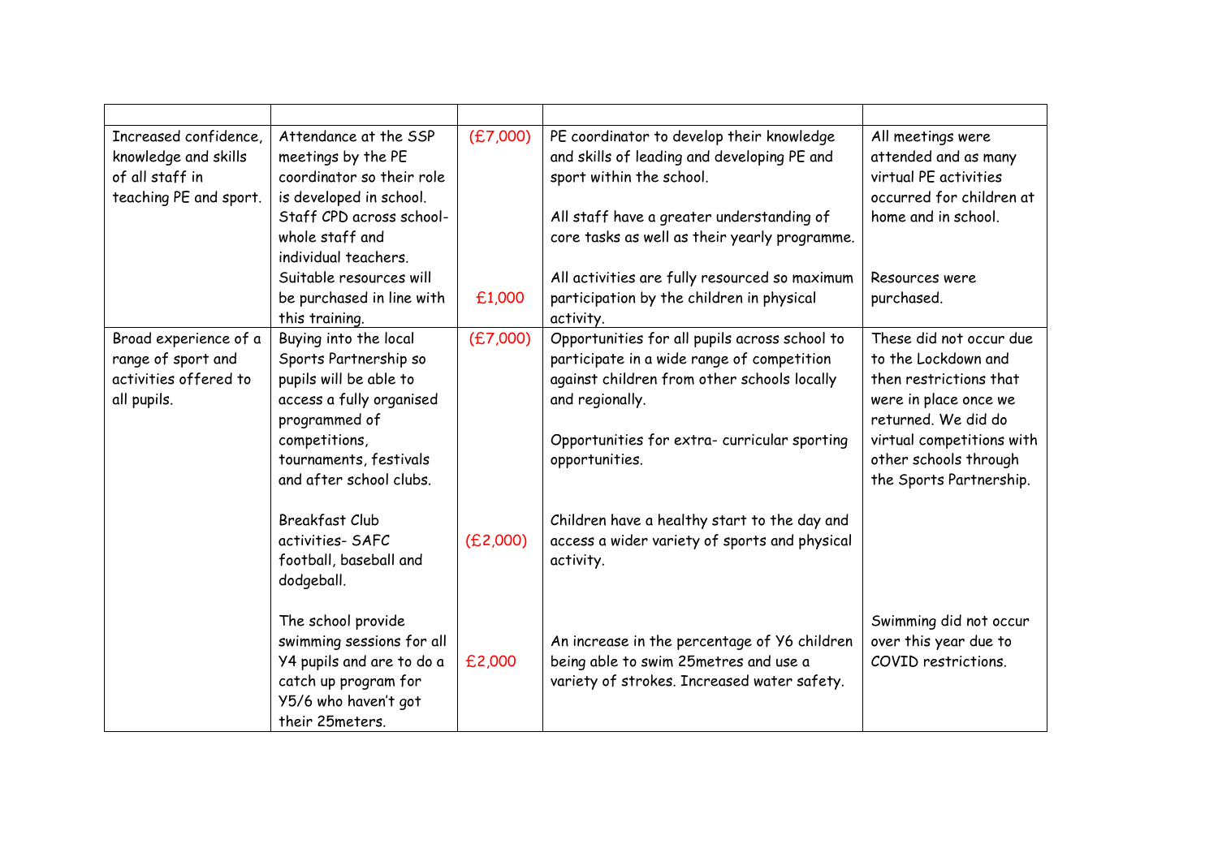| | | | | |
|---|---|---|---|---|
| Increased confidence, knowledge and skills of all staff in teaching PE and sport. | Attendance at the SSP meetings by the PE coordinator so their role is developed in school.<br>Staff CPD across school- whole staff and individual teachers.<br>Suitable resources will be purchased in line with this training. | (£7,000)<br><br><br><br><br><br>£1,000 | PE coordinator to develop their knowledge and skills of leading and developing PE and sport within the school.<br><br>All staff have a greater understanding of core tasks as well as their yearly programme.<br><br>All activities are fully resourced so maximum participation by the children in physical activity. | All meetings were attended and as many virtual PE activities occurred for children at home and in school.<br><br>Resources were purchased. |
| Broad experience of a range of sport and activities offered to all pupils. | Buying into the local Sports Partnership so pupils will be able to access a fully organised programmed of competitions, tournaments, festivals and after school clubs.<br><br>Breakfast Club activities- SAFC football, baseball and dodgeball.<br><br>The school provide swimming sessions for all Y4 pupils and are to do a catch up program for Y5/6 who haven't got their 25meters. | (£7,000)<br><br><br><br><br><br><br><br><br>(£2,000)<br><br><br><br><br><br>£2,000 | Opportunities for all pupils across school to participate in a wide range of competition against children from other schools locally and regionally.<br><br>Opportunities for extra- curricular sporting opportunities.<br><br>Children have a healthy start to the day and access a wider variety of sports and physical activity.<br><br>An increase in the percentage of Y6 children being able to swim 25metres and use a variety of strokes. Increased water safety. | These did not occur due to the Lockdown and then restrictions that were in place once we returned. We did do virtual competitions with other schools through the Sports Partnership.<br><br><br><br><br>Swimming did not occur over this year due to COVID restrictions. |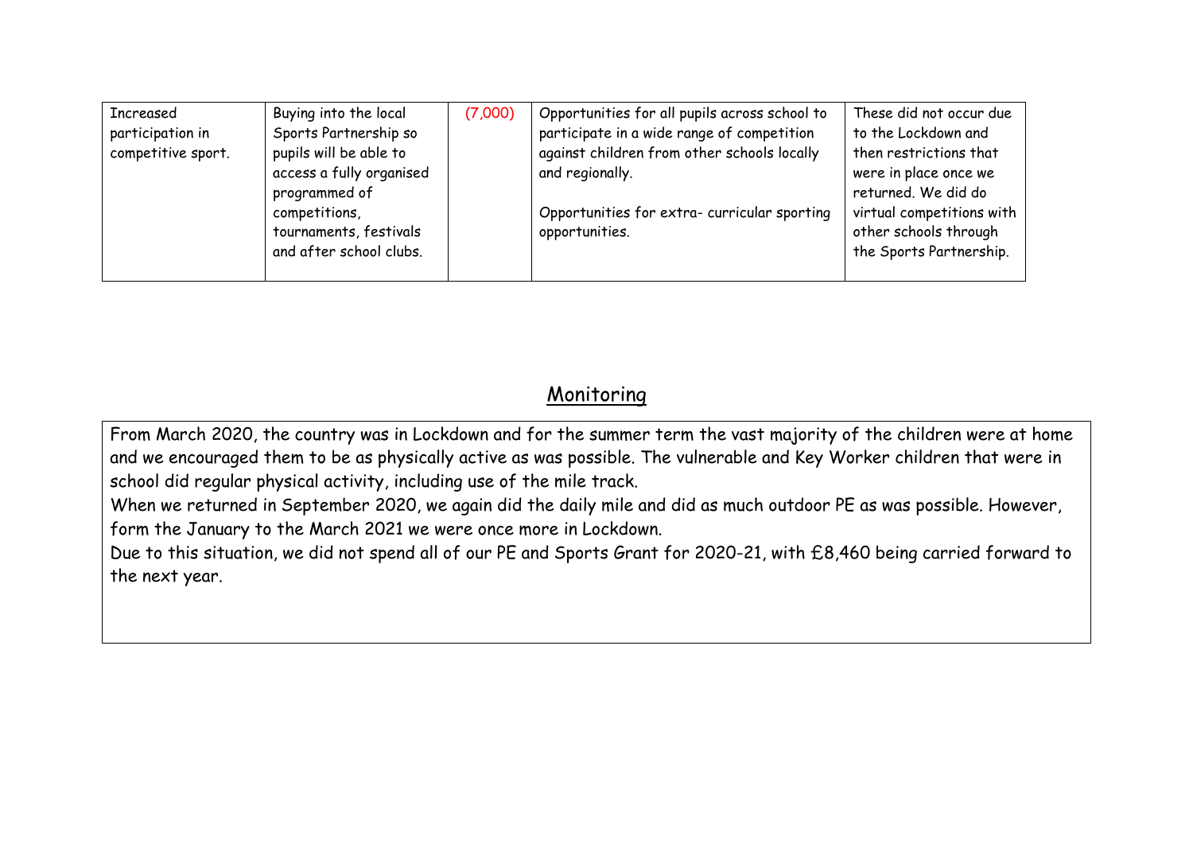| Increased participation in competitive sport. | Buying into the local Sports Partnership so pupils will be able to access a fully organised programmed of competitions, tournaments, festivals and after school clubs. | (7,000) | Opportunities for all pupils across school to participate in a wide range of competition against children from other schools locally and regionally.<br><br>Opportunities for extra- curricular sporting opportunities. | These did not occur due to the Lockdown and then restrictions that were in place once we returned. We did do virtual competitions with other schools through the Sports Partnership. |
|---|---|---|---|---|

## Monitoring

From March 2020, the country was in Lockdown and for the summer term the vast majority of the children were at home and we encouraged them to be as physically active as was possible. The vulnerable and Key Worker children that were in school did regular physical activity, including use of the mile track.

When we returned in September 2020, we again did the daily mile and did as much outdoor PE as was possible. However, form the January to the March 2021 we were once more in Lockdown.

Due to this situation, we did not spend all of our PE and Sports Grant for 2020-21, with £8,460 being carried forward to the next year.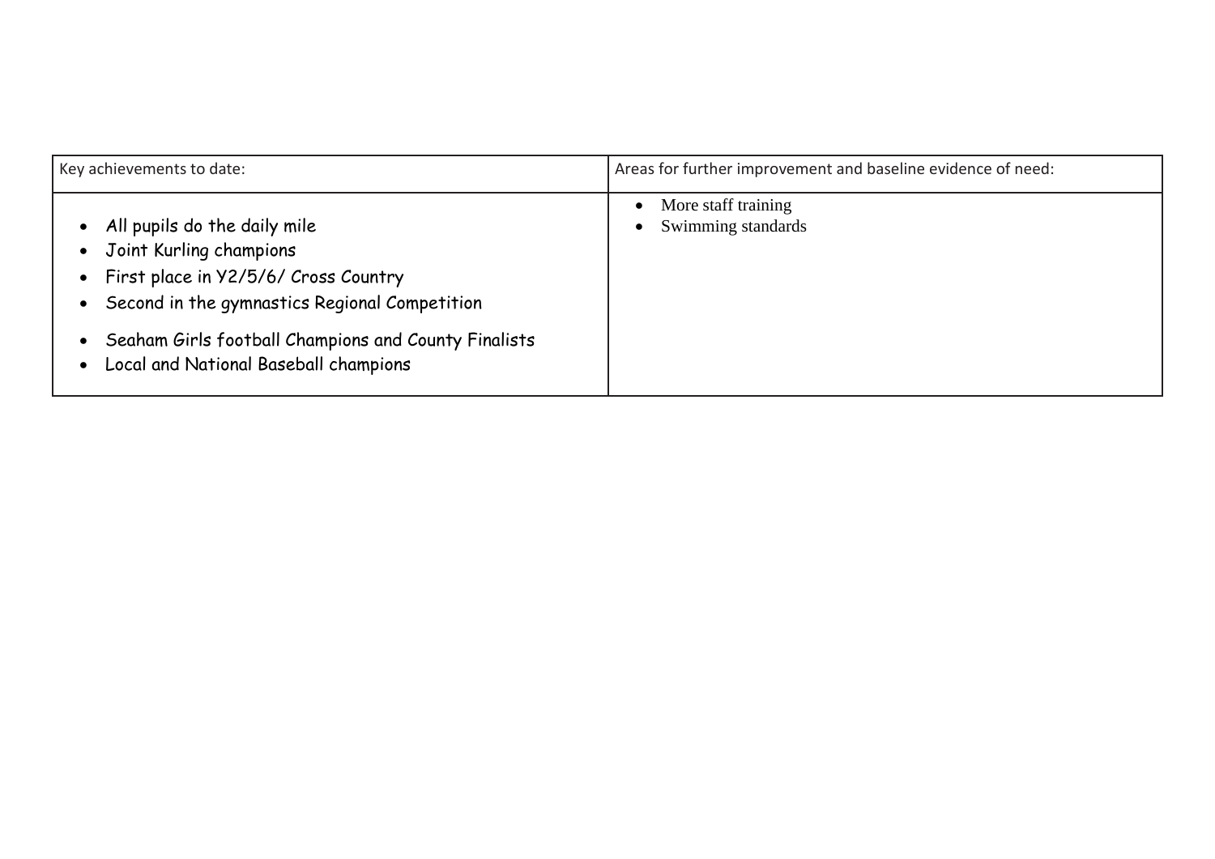| Key achievements to date: | Areas for further improvement and baseline evidence of need: |
| --- | --- |
| • All pupils do the daily mile<br>• Joint Kurling champions<br>• First place in Y2/5/6/ Cross Country<br>• Second in the gymnastics Regional Competition<br>• Seaham Girls football Champions and County Finalists<br>• Local and National Baseball champions | • More staff training<br>• Swimming standards |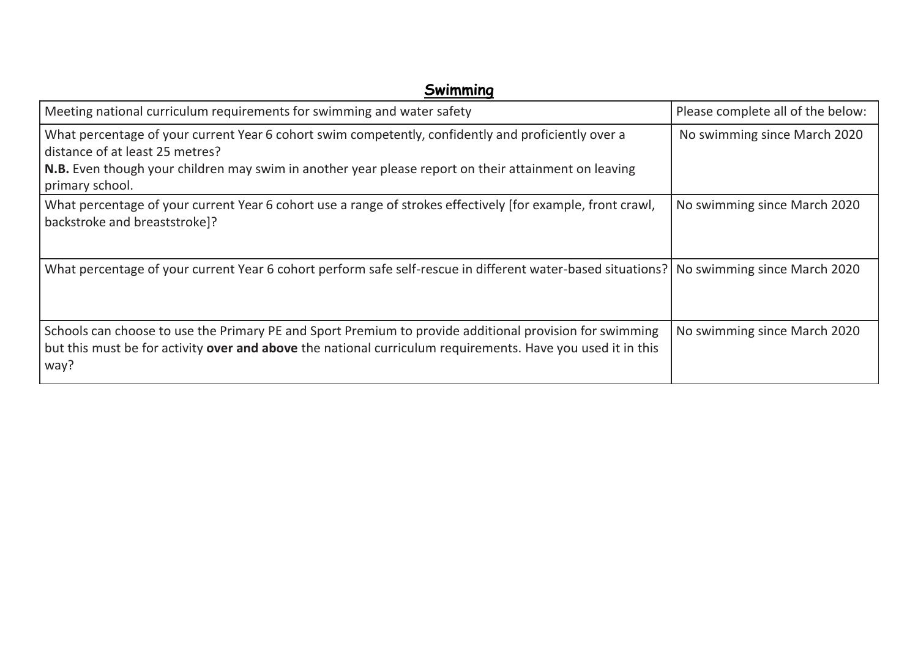## Swimming

| Meeting national curriculum requirements for swimming and water safety | Please complete all of the below: |
|---|---|
| What percentage of your current Year 6 cohort swim competently, confidently and proficiently over a distance of at least 25 metres?<br>**N.B.** Even though your children may swim in another year please report on their attainment on leaving primary school. | No swimming since March 2020 |
| What percentage of your current Year 6 cohort use a range of strokes effectively [for example, front crawl, backstroke and breaststroke]? | No swimming since March 2020 |
| What percentage of your current Year 6 cohort perform safe self-rescue in different water-based situations? | No swimming since March 2020 |
| Schools can choose to use the Primary PE and Sport Premium to provide additional provision for swimming but this must be for activity **over and above** the national curriculum requirements. Have you used it in this way? | No swimming since March 2020 |